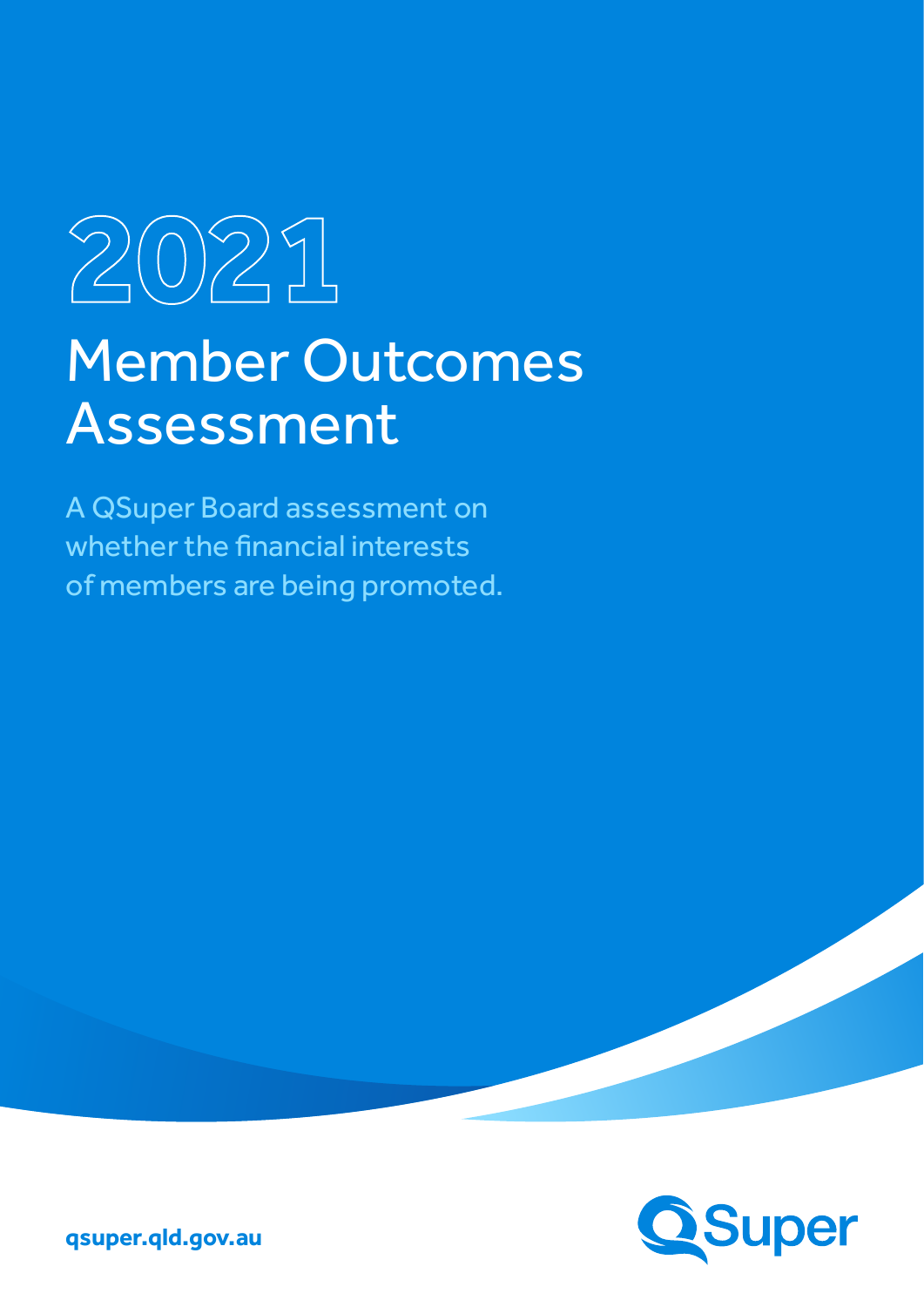# 2021

# Member Outcomes Assessment

A QSuper Board assessment on whether the financial interests of members are being promoted.

qsuper.qld.gov.au

QSuper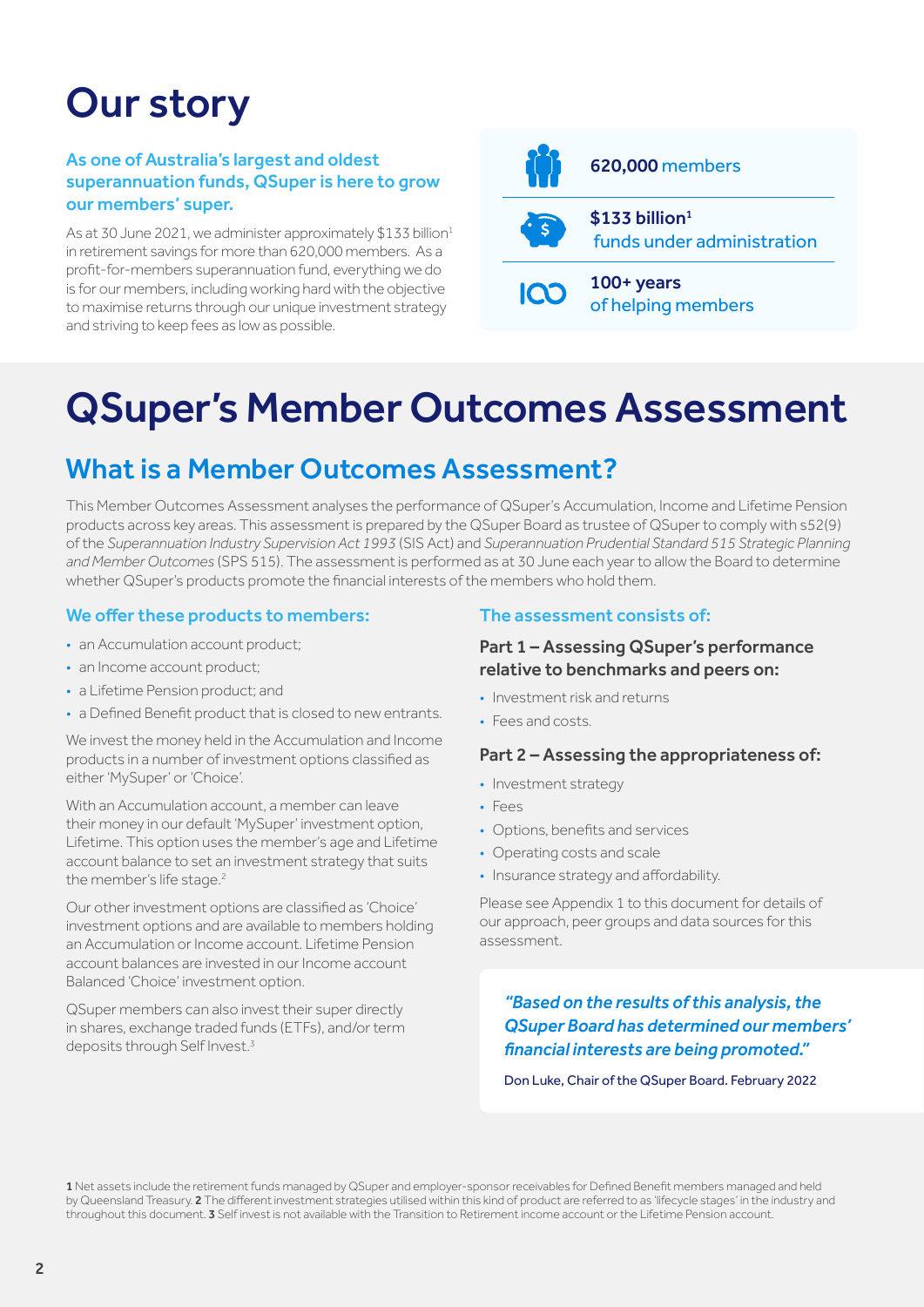# Our story

**As one of Australia's largest and oldest superannuation funds, QSuper is here to grow our members' super.**

As at 30 June 2021, we administer approximately $133 billion[1] in retirement savings for more than 620,000 members. As a profit-for-members superannuation fund, everything we do is for our members, including working hard with the objective to maximise returns through our unique investment strategy and striving to keep fees as low as possible.

**620,000** members

**$133 billion[1]** funds under administration

**100+ years** of helping members

# QSuper's Member Outcomes Assessment

## What is a Member Outcomes Assessment?

This Member Outcomes Assessment analyses the performance of QSuper's Accumulation, Income and Lifetime Pension products across key areas. This assessment is prepared by the QSuper Board as trustee of QSuper to comply with s52(9) of the *Superannuation Industry Supervision Act 1993* (SIS Act) and *Superannuation Prudential Standard 515 Strategic Planning and Member Outcomes* (SPS 515). The assessment is performed as at 30 June each year to allow the Board to determine whether QSuper's products promote the financial interests of the members who hold them.

### We offer these products to members:

- an Accumulation account product;
- an Income account product;
- a Lifetime Pension product; and
- a Defined Benefit product that is closed to new entrants.

We invest the money held in the Accumulation and Income products in a number of investment options classified as either 'MySuper' or 'Choice'.

With an Accumulation account, a member can leave their money in our default 'MySuper' investment option, Lifetime. This option uses the member's age and Lifetime account balance to set an investment strategy that suits the member's life stage.[2]

Our other investment options are classified as 'Choice' investment options and are available to members holding an Accumulation or Income account. Lifetime Pension account balances are invested in our Income account Balanced 'Choice' investment option.

QSuper members can also invest their super directly in shares, exchange traded funds (ETFs), and/or term deposits through Self Invest.[3]

### The assessment consists of:

**Part 1 – Assessing QSuper's performance relative to benchmarks and peers on:**

- Investment risk and returns
- Fees and costs.

**Part 2 – Assessing the appropriateness of:**

- Investment strategy
- Fees
- Options, benefits and services
- Operating costs and scale
- Insurance strategy and affordability.

Please see Appendix 1 to this document for details of our approach, peer groups and data sources for this assessment.

> ***"Based on the results of this analysis, the QSuper Board has determined our members' financial interests are being promoted."***
>
> Don Luke, Chair of the QSuper Board. February 2022

**1** Net assets include the retirement funds managed by QSuper and employer-sponsor receivables for Defined Benefit members managed and held by Queensland Treasury. **2** The different investment strategies utilised within this kind of product are referred to as 'lifecycle stages' in the industry and throughout this document. **3** Self invest is not available with the Transition to Retirement income account or the Lifetime Pension account.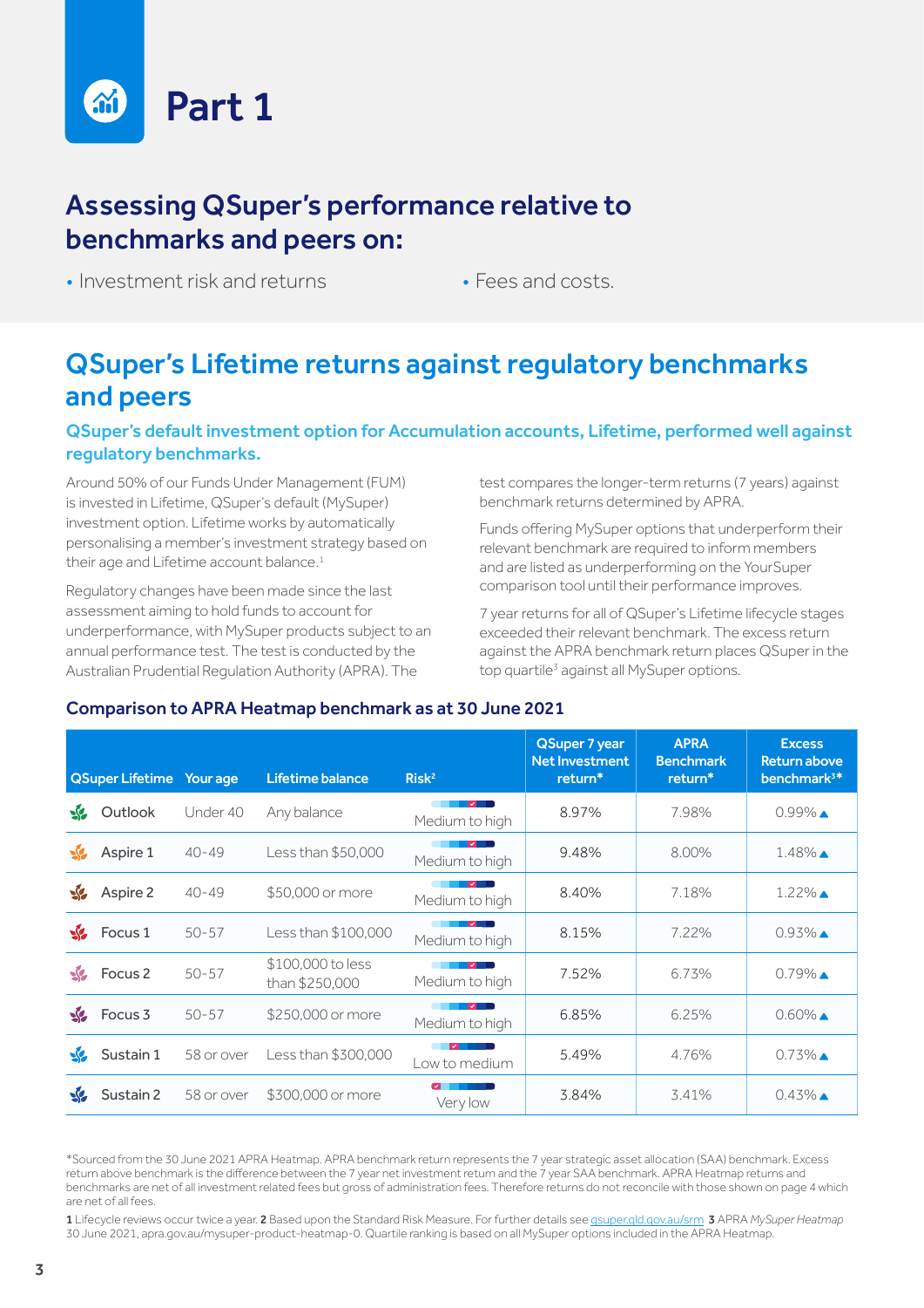# Part 1

## Assessing QSuper's performance relative to benchmarks and peers on:

- Investment risk and returns
- Fees and costs.

## QSuper's Lifetime returns against regulatory benchmarks and peers

### QSuper's default investment option for Accumulation accounts, Lifetime, performed well against regulatory benchmarks.

Around 50% of our Funds Under Management (FUM) is invested in Lifetime, QSuper's default (MySuper) investment option. Lifetime works by automatically personalising a member's investment strategy based on their age and Lifetime account balance.[1]

Regulatory changes have been made since the last assessment aiming to hold funds to account for underperformance, with MySuper products subject to an annual performance test. The test is conducted by the Australian Prudential Regulation Authority (APRA). The test compares the longer-term returns (7 years) against benchmark returns determined by APRA.

Funds offering MySuper options that underperform their relevant benchmark are required to inform members and are listed as underperforming on the YourSuper comparison tool until their performance improves.

7 year returns for all of QSuper's Lifetime lifecycle stages exceeded their relevant benchmark. The excess return against the APRA benchmark return places QSuper in the top quartile[3] against all MySuper options.

### Comparison to APRA Heatmap benchmark as at 30 June 2021

| QSuper Lifetime | Your age | Lifetime balance | Risk[2] | QSuper 7 year Net Investment return* | APRA Benchmark return* | Excess Return above benchmark[3]* |
|---|---|---|---|---|---|---|
| Outlook | Under 40 | Any balance | Medium to high | 8.97% | 7.98% | 0.99% ▲ |
| Aspire 1 | 40-49 | Less than $50,000 | Medium to high | 9.48% | 8.00% | 1.48% ▲ |
| Aspire 2 | 40-49 | $50,000 or more | Medium to high | 8.40% | 7.18% | 1.22% ▲ |
| Focus 1 | 50-57 | Less than $100,000 | Medium to high | 8.15% | 7.22% | 0.93% ▲ |
| Focus 2 | 50-57 | $100,000 to less than $250,000 | Medium to high | 7.52% | 6.73% | 0.79% ▲ |
| Focus 3 | 50-57 | $250,000 or more | Medium to high | 6.85% | 6.25% | 0.60% ▲ |
| Sustain 1 | 58 or over | Less than $300,000 | Low to medium | 5.49% | 4.76% | 0.73% ▲ |
| Sustain 2 | 58 or over | $300,000 or more | Very low | 3.84% | 3.41% | 0.43% ▲ |

*Sourced from the 30 June 2021 APRA Heatmap. APRA benchmark return represents the 7 year strategic asset allocation (SAA) benchmark. Excess return above benchmark is the difference between the 7 year net investment return and the 7 year SAA benchmark. APRA Heatmap returns and benchmarks are net of all investment related fees but gross of administration fees. Therefore returns do not reconcile with those shown on page 4 which are net of all fees.

**1** Lifecycle reviews occur twice a year. **2** Based upon the Standard Risk Measure. For further details see qsuper.qld.gov.au/srm **3** APRA *MySuper Heatmap* 30 June 2021, apra.gov.au/mysuper-product-heatmap-0. Quartile ranking is based on all MySuper options included in the APRA Heatmap.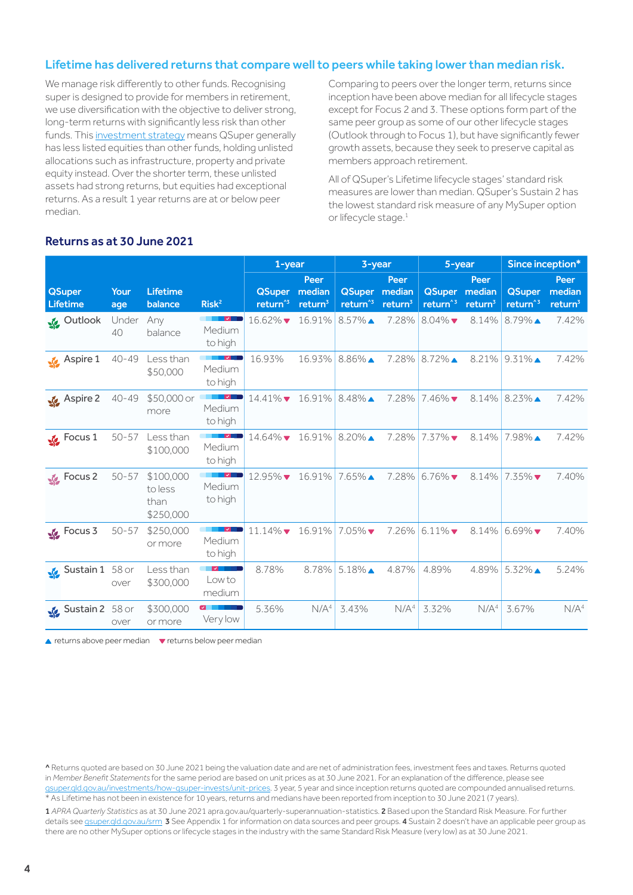## Lifetime has delivered returns that compare well to peers while taking lower than median risk.

We manage risk differently to other funds. Recognising super is designed to provide for members in retirement, we use diversification with the objective to deliver strong, long-term returns with significantly less risk than other funds. This investment strategy means QSuper generally has less listed equities than other funds, holding unlisted allocations such as infrastructure, property and private equity instead. Over the shorter term, these unlisted assets had strong returns, but equities had exceptional returns. As a result 1 year returns are at or below peer median.

Comparing to peers over the longer term, returns since inception have been above median for all lifecycle stages except for Focus 2 and 3. These options form part of the same peer group as some of our other lifecycle stages (Outlook through to Focus 1), but have significantly fewer growth assets, because they seek to preserve capital as members approach retirement.

All of QSuper's Lifetime lifecycle stages' standard risk measures are lower than median. QSuper's Sustain 2 has the lowest standard risk measure of any MySuper option or lifecycle stage.[1]

### Returns as at 30 June 2021

| QSuper Lifetime | Your age | Lifetime balance | Risk[2] | 1-year | | 3-year | | 5-year | | Since inception* | |
|---|---|---|---|---|---|---|---|---|---|---|---|
| | | | | QSuper return^[3] | Peer median return[3] | QSuper return^[3] | Peer median return[3] | QSuper return^[3] | Peer median return[3] | QSuper return^[3] | Peer median return[3] |
| Outlook | Under 40 | Any balance | Medium to high | 16.62% ▼ | 16.91% | 8.57% ▲ | 7.28% | 8.04% ▼ | 8.14% | 8.79% ▲ | 7.42% |
| Aspire 1 | 40-49 | Less than $50,000 | Medium to high | 16.93% | 16.93% | 8.86% ▲ | 7.28% | 8.72% ▲ | 8.21% | 9.31% ▲ | 7.42% |
| Aspire 2 | 40-49 | $50,000 or more | Medium to high | 14.41% ▼ | 16.91% | 8.48% ▲ | 7.28% | 7.46% ▼ | 8.14% | 8.23% ▲ | 7.42% |
| Focus 1 | 50-57 | Less than $100,000 | Medium to high | 14.64% ▼ | 16.91% | 8.20% ▲ | 7.28% | 7.37% ▼ | 8.14% | 7.98% ▲ | 7.42% |
| Focus 2 | 50-57 | $100,000 to less than $250,000 | Medium to high | 12.95% ▼ | 16.91% | 7.65% ▲ | 7.28% | 6.76% ▼ | 8.14% | 7.35% ▼ | 7.40% |
| Focus 3 | 50-57 | $250,000 or more | Medium to high | 11.14% ▼ | 16.91% | 7.05% ▼ | 7.26% | 6.11% ▼ | 8.14% | 6.69% ▼ | 7.40% |
| Sustain 1 | 58 or over | Less than $300,000 | Low to medium | 8.78% | 8.78% | 5.18% ▲ | 4.87% | 4.89% | 4.89% | 5.32% ▲ | 5.24% |
| Sustain 2 | 58 or over | $300,000 or more | Very low | 5.36% | N/A[4] | 3.43% | N/A[4] | 3.32% | N/A[4] | 3.67% | N/A[4] |

▲ returns above peer median ▼ returns below peer median

^ Returns quoted are based on 30 June 2021 being the valuation date and are net of administration fees, investment fees and taxes. Returns quoted in *Member Benefit Statements* for the same period are based on unit prices as at 30 June 2021. For an explanation of the difference, please see qsuper.qld.gov.au/investments/how-qsuper-invests/unit-prices. 3 year, 5 year and since inception returns quoted are compounded annualised returns.
* As Lifetime has not been in existence for 10 years, returns and medians have been reported from inception to 30 June 2021 (7 years).

**1** *APRA Quarterly Statistics* as at 30 June 2021 apra.gov.au/quarterly-superannuation-statistics. **2** Based upon the Standard Risk Measure. For further details see qsuper.qld.gov.au/srm **3** See Appendix 1 for information on data sources and peer groups. **4** Sustain 2 doesn't have an applicable peer group as there are no other MySuper options or lifecycle stages in the industry with the same Standard Risk Measure (very low) as at 30 June 2021.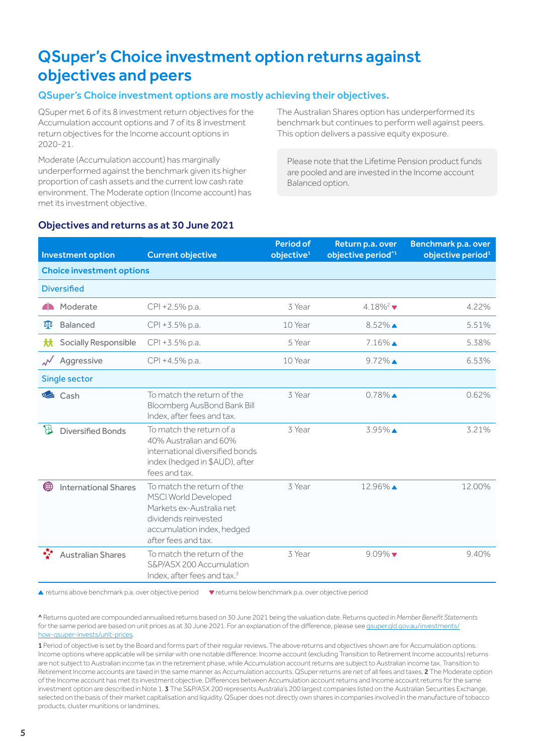# QSuper's Choice investment option returns against objectives and peers

## QSuper's Choice investment options are mostly achieving their objectives.

QSuper met 6 of its 8 investment return objectives for the Accumulation account options and 7 of its 8 investment return objectives for the Income account options in 2020-21.

Moderate (Accumulation account) has marginally underperformed against the benchmark given its higher proportion of cash assets and the current low cash rate environment. The Moderate option (Income account) has met its investment objective.

The Australian Shares option has underperformed its benchmark but continues to perform well against peers. This option delivers a passive equity exposure.

Please note that the Lifetime Pension product funds are pooled and are invested in the Income account Balanced option.

### Objectives and returns as at 30 June 2021

| Investment option | Current objective | Period of objective[1] | Return p.a. over objective period^[1] | Benchmark p.a. over objective period[1] |
|---|---|---|---|---|
| **Choice investment options** | | | | |
| **Diversified** | | | | |
| Moderate | CPI +2.5% p.a. | 3 Year | 4.18%[2] ▼ | 4.22% |
| Balanced | CPI +3.5% p.a. | 10 Year | 8.52% ▲ | 5.51% |
| Socially Responsible | CPI +3.5% p.a. | 5 Year | 7.16% ▲ | 5.38% |
| Aggressive | CPI +4.5% p.a. | 10 Year | 9.72% ▲ | 6.53% |
| **Single sector** | | | | |
| Cash | To match the return of the Bloomberg AusBond Bank Bill Index, after fees and tax. | 3 Year | 0.78% ▲ | 0.62% |
| Diversified Bonds | To match the return of a 40% Australian and 60% international diversified bonds index (hedged in $AUD), after fees and tax. | 3 Year | 3.95% ▲ | 3.21% |
| International Shares | To match the return of the MSCI World Developed Markets ex-Australia net dividends reinvested accumulation index, hedged after fees and tax. | 3 Year | 12.96% ▲ | 12.00% |
| Australian Shares | To match the return of the S&P/ASX 200 Accumulation Index, after fees and tax.[3] | 3 Year | 9.09% ▼ | 9.40% |

▲ returns above benchmark p.a. over objective period ▼ returns below benchmark p.a. over objective period

^ Returns quoted are compounded annualised returns based on 30 June 2021 being the valuation date. Returns quoted in *Member Benefit Statements* for the same period are based on unit prices as at 30 June 2021. For an explanation of the difference, please see qsuper.qld.gov.au/investments/how-qsuper-invests/unit-prices.

**1** Period of objective is set by the Board and forms part of their regular reviews. The above returns and objectives shown are for Accumulation options. Income options where applicable will be similar with one notable difference: Income account (excluding Transition to Retirement Income accounts) returns are not subject to Australian income tax in the retirement phase, while Accumulation account returns are subject to Australian income tax. Transition to Retirement Income accounts are taxed in the same manner as Accumulation accounts. QSuper returns are net of all fees and taxes. **2** The Moderate option of the Income account has met its investment objective. Differences between Accumulation account returns and Income account returns for the same investment option are described in Note 1. **3** The S&P/ASX 200 represents Australia's 200 largest companies listed on the Australian Securities Exchange, selected on the basis of their market capitalisation and liquidity. QSuper does not directly own shares in companies involved in the manufacture of tobacco products, cluster munitions or landmines.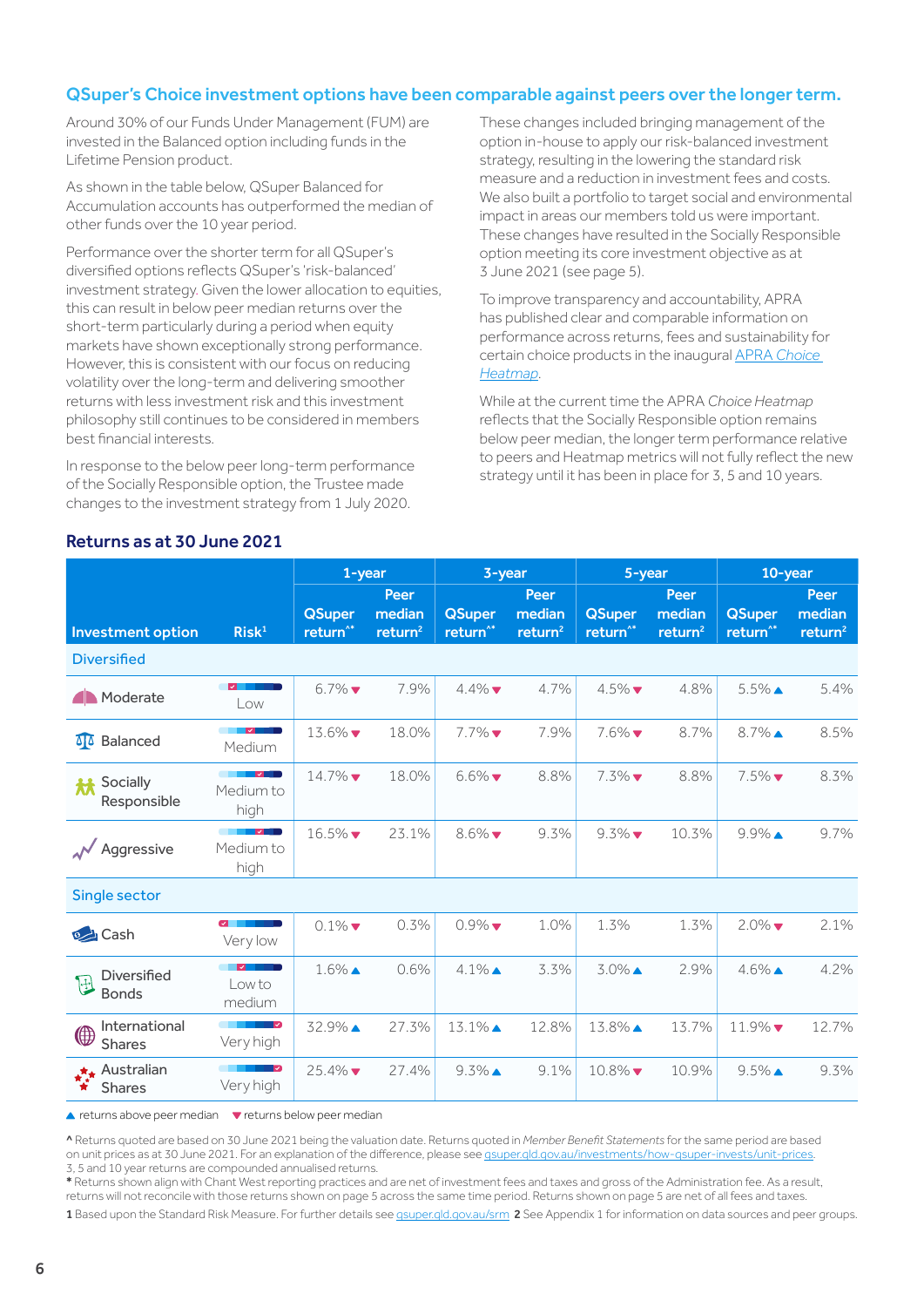## QSuper's Choice investment options have been comparable against peers over the longer term.

Around 30% of our Funds Under Management (FUM) are invested in the Balanced option including funds in the Lifetime Pension product.

As shown in the table below, QSuper Balanced for Accumulation accounts has outperformed the median of other funds over the 10 year period.

Performance over the shorter term for all QSuper's diversified options reflects QSuper's 'risk-balanced' investment strategy. Given the lower allocation to equities, this can result in below peer median returns over the short-term particularly during a period when equity markets have shown exceptionally strong performance. However, this is consistent with our focus on reducing volatility over the long-term and delivering smoother returns with less investment risk and this investment philosophy still continues to be considered in members best financial interests.

In response to the below peer long-term performance of the Socially Responsible option, the Trustee made changes to the investment strategy from 1 July 2020.

These changes included bringing management of the option in-house to apply our risk-balanced investment strategy, resulting in the lowering the standard risk measure and a reduction in investment fees and costs. We also built a portfolio to target social and environmental impact in areas our members told us were important. These changes have resulted in the Socially Responsible option meeting its core investment objective as at 3 June 2021 (see page 5).

To improve transparency and accountability, APRA has published clear and comparable information on performance across returns, fees and sustainability for certain choice products in the inaugural APRA *Choice* Heatmap.

While at the current time the APRA *Choice Heatmap* reflects that the Socially Responsible option remains below peer median, the longer term performance relative to peers and Heatmap metrics will not fully reflect the new strategy until it has been in place for 3, 5 and 10 years.

### Returns as at 30 June 2021

| Investment option | Risk[1] | 1-year | | 3-year | | 5-year | | 10-year | |
|---|---|---|---|---|---|---|---|---|---|
| | | QSuper return^* | Peer median return[2] | QSuper return^* | Peer median return[2] | QSuper return^* | Peer median return[2] | QSuper return^* | Peer median return[2] |
| **Diversified** | | | | | | | | | |
| Moderate | Low | 6.7% ▼ | 7.9% | 4.4% ▼ | 4.7% | 4.5% ▼ | 4.8% | 5.5% ▲ | 5.4% |
| Balanced | Medium | 13.6% ▼ | 18.0% | 7.7% ▼ | 7.9% | 7.6% ▼ | 8.7% | 8.7% ▲ | 8.5% |
| Socially Responsible | Medium to high | 14.7% ▼ | 18.0% | 6.6% ▼ | 8.8% | 7.3% ▼ | 8.8% | 7.5% ▼ | 8.3% |
| Aggressive | Medium to high | 16.5% ▼ | 23.1% | 8.6% ▼ | 9.3% | 9.3% ▼ | 10.3% | 9.9% ▲ | 9.7% |
| **Single sector** | | | | | | | | | |
| Cash | Very low | 0.1% ▼ | 0.3% | 0.9% ▼ | 1.0% | 1.3% | 1.3% | 2.0% ▼ | 2.1% |
| Diversified Bonds | Low to medium | 1.6% ▲ | 0.6% | 4.1% ▲ | 3.3% | 3.0% ▲ | 2.9% | 4.6% ▲ | 4.2% |
| International Shares | Very high | 32.9% ▲ | 27.3% | 13.1% ▲ | 12.8% | 13.8% ▲ | 13.7% | 11.9% ▼ | 12.7% |
| Australian Shares | Very high | 25.4% ▼ | 27.4% | 9.3% ▲ | 9.1% | 10.8% ▼ | 10.9% | 9.5% ▲ | 9.3% |

▲ returns above peer median ▼ returns below peer median

^ Returns quoted are based on 30 June 2021 being the valuation date. Returns quoted in *Member Benefit Statements* for the same period are based on unit prices as at 30 June 2021. For an explanation of the difference, please see qsuper.qld.gov.au/investments/how-qsuper-invests/unit-prices.
3, 5 and 10 year returns are compounded annualised returns.

* Returns shown align with Chant West reporting practices and are net of investment fees and taxes and gross of the Administration fee. As a result, returns will not reconcile with those returns shown on page 5 across the same time period. Returns shown on page 5 are net of all fees and taxes.

1 Based upon the Standard Risk Measure. For further details see qsuper.qld.gov.au/srm 2 See Appendix 1 for information on data sources and peer groups.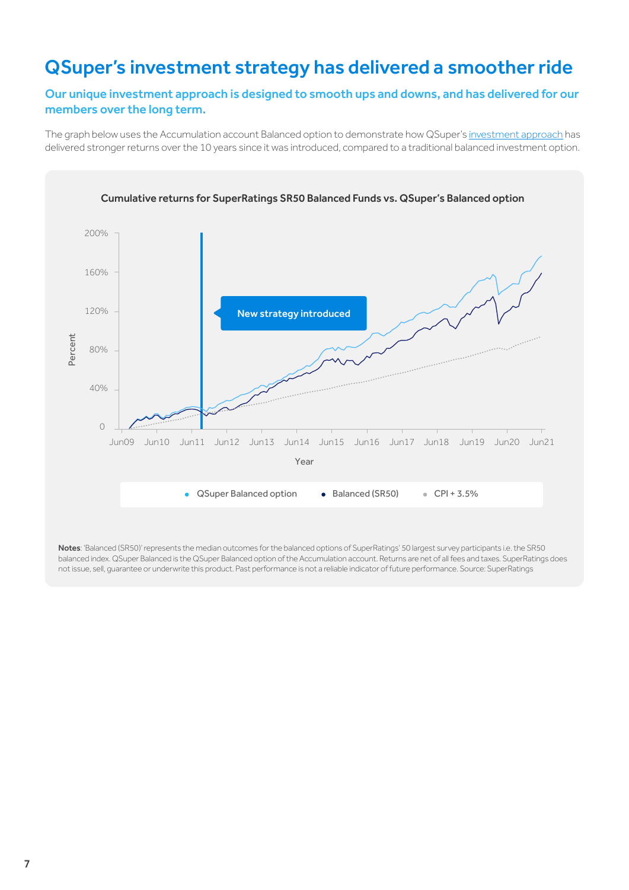# QSuper's investment strategy has delivered a smoother ride

## Our unique investment approach is designed to smooth ups and downs, and has delivered for our members over the long term.

The graph below uses the Accumulation account Balanced option to demonstrate how QSuper's investment approach has delivered stronger returns over the 10 years since it was introduced, compared to a traditional balanced investment option.

**Cumulative returns for SuperRatings SR50 Balanced Funds vs. QSuper's Balanced option**

New strategy introduced

Percent: 0, 40%, 80%, 120%, 160%, 200%

Year: Jun09, Jun10, Jun11, Jun12, Jun13, Jun14, Jun15, Jun16, Jun17, Jun18, Jun19, Jun20, Jun21

- QSuper Balanced option
- Balanced (SR50)
- CPI + 3.5%

**Notes**: 'Balanced (SR50)' represents the median outcomes for the balanced options of SuperRatings' 50 largest survey participants i.e. the SR50 balanced index. QSuper Balanced is the QSuper Balanced option of the Accumulation account. Returns are net of all fees and taxes. SuperRatings does not issue, sell, guarantee or underwrite this product. Past performance is not a reliable indicator of future performance. Source: SuperRatings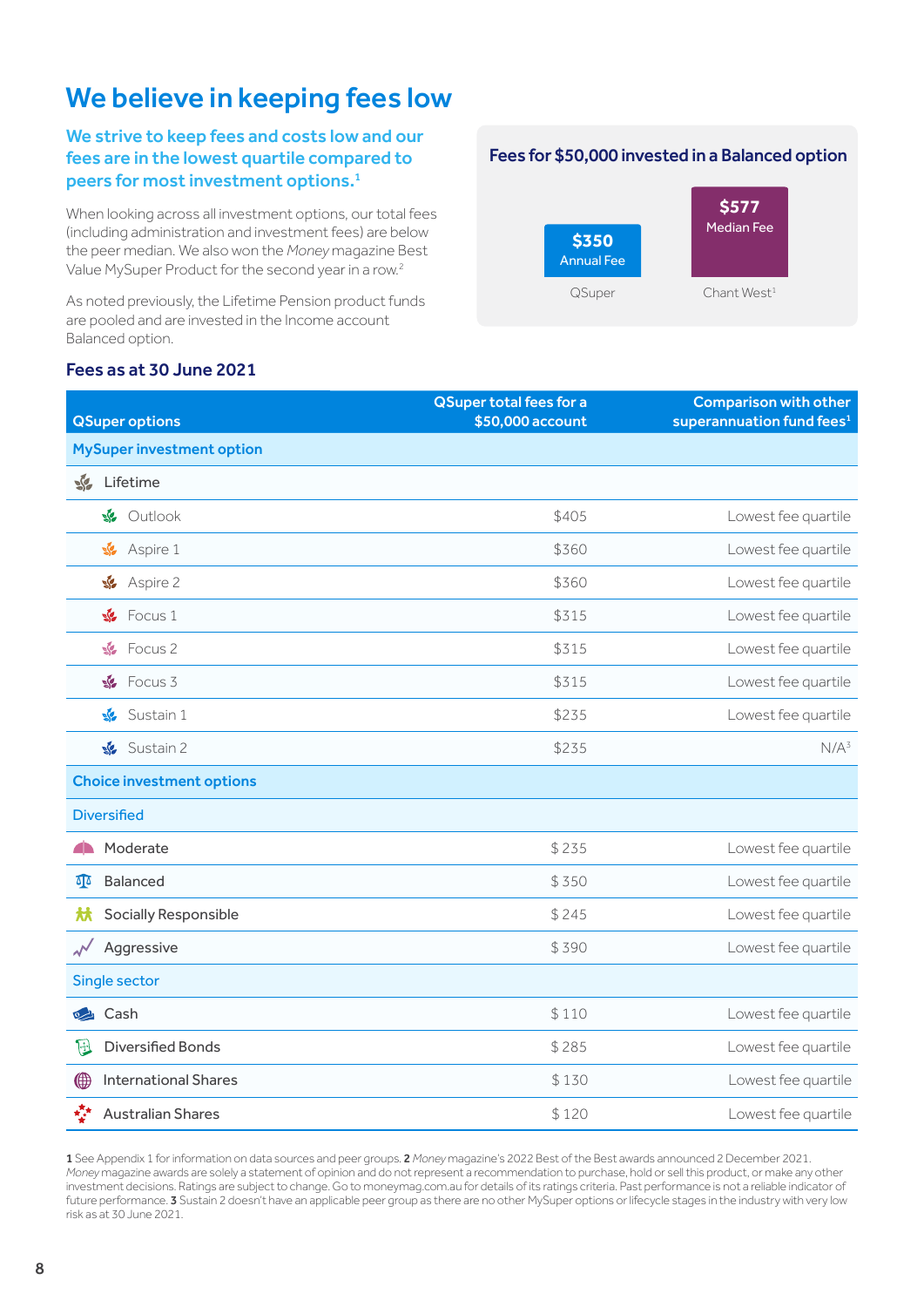# We believe in keeping fees low

## We strive to keep fees and costs low and our fees are in the lowest quartile compared to peers for most investment options.[1]

When looking across all investment options, our total fees (including administration and investment fees) are below the peer median. We also won the *Money* magazine Best Value MySuper Product for the second year in a row.[2]

As noted previously, the Lifetime Pension product funds are pooled and are invested in the Income account Balanced option.

### Fees for $50,000 invested in a Balanced option

| QSuper | Chant West[1] |
|---|---|
| $350 Annual Fee | $577 Median Fee |

### Fees as at 30 June 2021

| QSuper options | QSuper total fees for a $50,000 account | Comparison with other superannuation fund fees[1] |
|---|---|---|
| **MySuper investment option** | | |
| Lifetime | | |
| Outlook | $405 | Lowest fee quartile |
| Aspire 1 | $360 | Lowest fee quartile |
| Aspire 2 | $360 | Lowest fee quartile |
| Focus 1 | $315 | Lowest fee quartile |
| Focus 2 | $315 | Lowest fee quartile |
| Focus 3 | $315 | Lowest fee quartile |
| Sustain 1 | $235 | Lowest fee quartile |
| Sustain 2 | $235 | N/A[3] |
| **Choice investment options** | | |
| **Diversified** | | |
| Moderate | $ 235 | Lowest fee quartile |
| Balanced | $ 350 | Lowest fee quartile |
| Socially Responsible | $ 245 | Lowest fee quartile |
| Aggressive | $ 390 | Lowest fee quartile |
| **Single sector** | | |
| Cash | $ 110 | Lowest fee quartile |
| Diversified Bonds | $ 285 | Lowest fee quartile |
| International Shares | $ 130 | Lowest fee quartile |
| Australian Shares | $ 120 | Lowest fee quartile |

**1** See Appendix 1 for information on data sources and peer groups. **2** *Money* magazine's 2022 Best of the Best awards announced 2 December 2021. *Money* magazine awards are solely a statement of opinion and do not represent a recommendation to purchase, hold or sell this product, or make any other investment decisions. Ratings are subject to change. Go to moneymag.com.au for details of its ratings criteria. Past performance is not a reliable indicator of future performance. **3** Sustain 2 doesn't have an applicable peer group as there are no other MySuper options or lifecycle stages in the industry with very low risk as at 30 June 2021.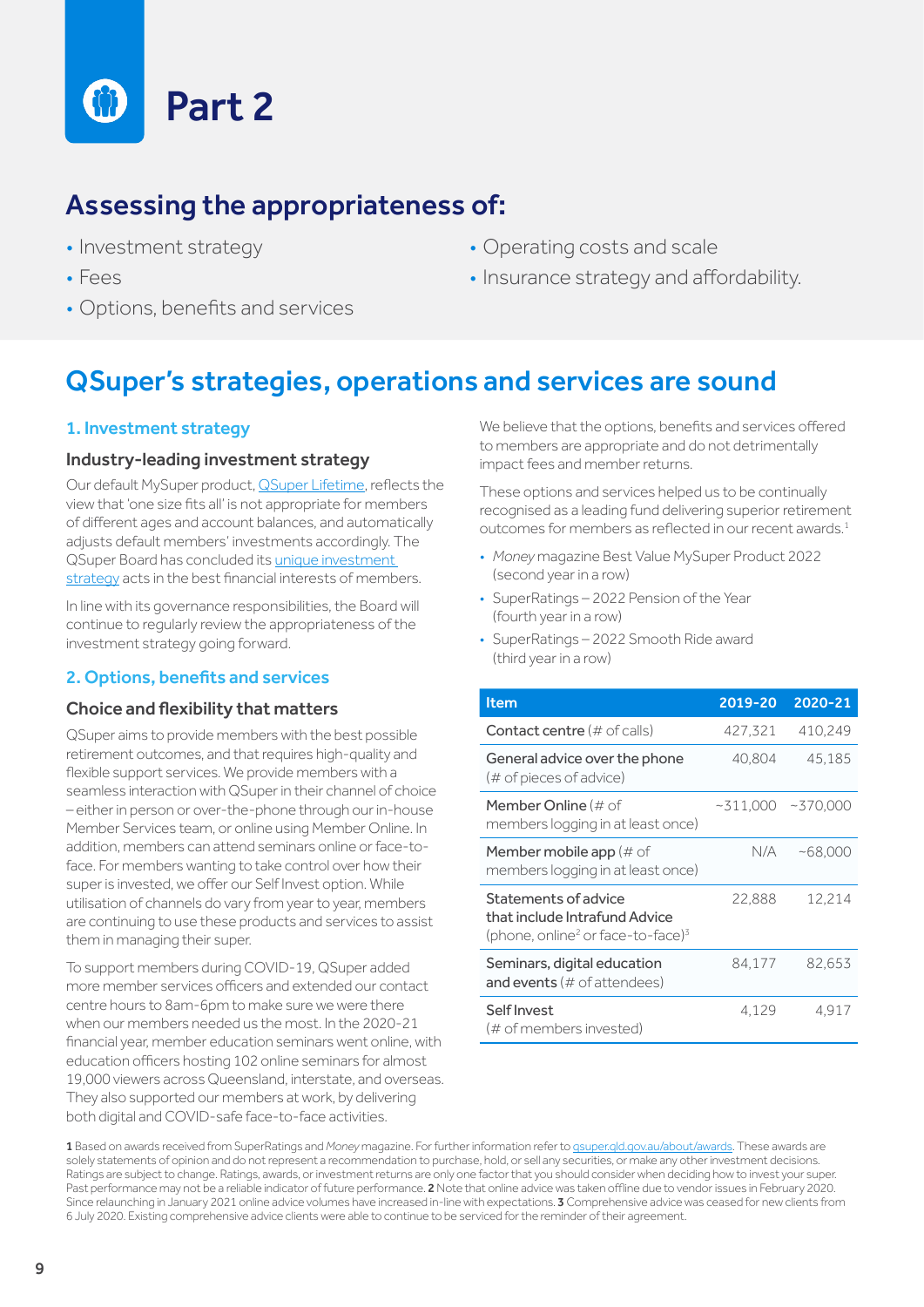# Part 2

## Assessing the appropriateness of:

- Investment strategy
- Fees
- Options, benefits and services
- Operating costs and scale
- Insurance strategy and affordability.

## QSuper's strategies, operations and services are sound

### 1. Investment strategy

#### Industry-leading investment strategy

Our default MySuper product, QSuper Lifetime, reflects the view that 'one size fits all' is not appropriate for members of different ages and account balances, and automatically adjusts default members' investments accordingly. The QSuper Board has concluded its unique investment strategy acts in the best financial interests of members.

In line with its governance responsibilities, the Board will continue to regularly review the appropriateness of the investment strategy going forward.

### 2. Options, benefits and services

#### Choice and flexibility that matters

QSuper aims to provide members with the best possible retirement outcomes, and that requires high-quality and flexible support services. We provide members with a seamless interaction with QSuper in their channel of choice – either in person or over-the-phone through our in-house Member Services team, or online using Member Online. In addition, members can attend seminars online or face-to-face. For members wanting to take control over how their super is invested, we offer our Self Invest option. While utilisation of channels do vary from year to year, members are continuing to use these products and services to assist them in managing their super.

To support members during COVID-19, QSuper added more member services officers and extended our contact centre hours to 8am-6pm to make sure we were there when our members needed us the most. In the 2020-21 financial year, member education seminars went online, with education officers hosting 102 online seminars for almost 19,000 viewers across Queensland, interstate, and overseas. They also supported our members at work, by delivering both digital and COVID-safe face-to-face activities.

We believe that the options, benefits and services offered to members are appropriate and do not detrimentally impact fees and member returns.

These options and services helped us to be continually recognised as a leading fund delivering superior retirement outcomes for members as reflected in our recent awards.[1]

- *Money* magazine Best Value MySuper Product 2022 (second year in a row)
- SuperRatings – 2022 Pension of the Year (fourth year in a row)
- SuperRatings – 2022 Smooth Ride award (third year in a row)

| Item | 2019-20 | 2020-21 |
|---|---|---|
| Contact centre (# of calls) | 427,321 | 410,249 |
| General advice over the phone (# of pieces of advice) | 40,804 | 45,185 |
| Member Online (# of members logging in at least once) | ~311,000 | ~370,000 |
| Member mobile app (# of members logging in at least once) | N/A | ~68,000 |
| Statements of advice that include Intrafund Advice (phone, online[2] or face-to-face)[3] | 22,888 | 12,214 |
| Seminars, digital education and events (# of attendees) | 84,177 | 82,653 |
| Self Invest (# of members invested) | 4,129 | 4,917 |

**1** Based on awards received from SuperRatings and *Money* magazine. For further information refer to qsuper.qld.gov.au/about/awards. These awards are solely statements of opinion and do not represent a recommendation to purchase, hold, or sell any securities, or make any other investment decisions. Ratings are subject to change. Ratings, awards, or investment returns are only one factor that you should consider when deciding how to invest your super. Past performance may not be a reliable indicator of future performance. **2** Note that online advice was taken offline due to vendor issues in February 2020. Since relaunching in January 2021 online advice volumes have increased in-line with expectations. **3** Comprehensive advice was ceased for new clients from 6 July 2020. Existing comprehensive advice clients were able to continue to be serviced for the reminder of their agreement.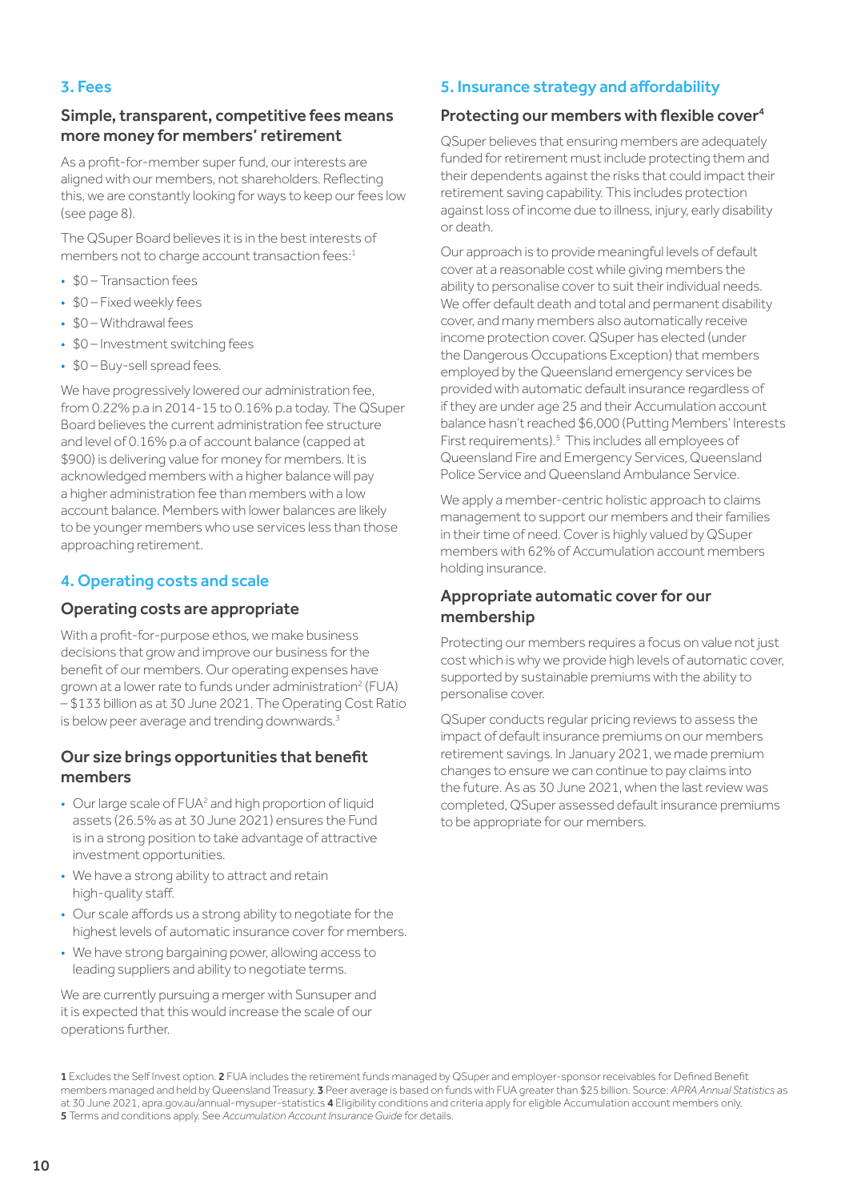## 3. Fees

### Simple, transparent, competitive fees means more money for members' retirement

As a profit-for-member super fund, our interests are aligned with our members, not shareholders. Reflecting this, we are constantly looking for ways to keep our fees low (see page 8).

The QSuper Board believes it is in the best interests of members not to charge account transaction fees:[1]

- $0 – Transaction fees
- $0 – Fixed weekly fees
- $0 – Withdrawal fees
- $0 – Investment switching fees
- $0 – Buy-sell spread fees.

We have progressively lowered our administration fee, from 0.22% p.a in 2014-15 to 0.16% p.a today. The QSuper Board believes the current administration fee structure and level of 0.16% p.a of account balance (capped at $900) is delivering value for money for members. It is acknowledged members with a higher balance will pay a higher administration fee than members with a low account balance. Members with lower balances are likely to be younger members who use services less than those approaching retirement.

## 4. Operating costs and scale

### Operating costs are appropriate

With a profit-for-purpose ethos, we make business decisions that grow and improve our business for the benefit of our members. Our operating expenses have grown at a lower rate to funds under administration[2] (FUA) – $133 billion as at 30 June 2021. The Operating Cost Ratio is below peer average and trending downwards.[3]

### Our size brings opportunities that benefit members

- Our large scale of FUA[2] and high proportion of liquid assets (26.5% as at 30 June 2021) ensures the Fund is in a strong position to take advantage of attractive investment opportunities.
- We have a strong ability to attract and retain high-quality staff.
- Our scale affords us a strong ability to negotiate for the highest levels of automatic insurance cover for members.
- We have strong bargaining power, allowing access to leading suppliers and ability to negotiate terms.

We are currently pursuing a merger with Sunsuper and it is expected that this would increase the scale of our operations further.

## 5. Insurance strategy and affordability

### Protecting our members with flexible cover[4]

QSuper believes that ensuring members are adequately funded for retirement must include protecting them and their dependents against the risks that could impact their retirement saving capability. This includes protection against loss of income due to illness, injury, early disability or death.

Our approach is to provide meaningful levels of default cover at a reasonable cost while giving members the ability to personalise cover to suit their individual needs. We offer default death and total and permanent disability cover, and many members also automatically receive income protection cover. QSuper has elected (under the Dangerous Occupations Exception) that members employed by the Queensland emergency services be provided with automatic default insurance regardless of if they are under age 25 and their Accumulation account balance hasn't reached $6,000 (Putting Members' Interests First requirements).[5] This includes all employees of Queensland Fire and Emergency Services, Queensland Police Service and Queensland Ambulance Service.

We apply a member-centric holistic approach to claims management to support our members and their families in their time of need. Cover is highly valued by QSuper members with 62% of Accumulation account members holding insurance.

### Appropriate automatic cover for our membership

Protecting our members requires a focus on value not just cost which is why we provide high levels of automatic cover, supported by sustainable premiums with the ability to personalise cover.

QSuper conducts regular pricing reviews to assess the impact of default insurance premiums on our members retirement savings. In January 2021, we made premium changes to ensure we can continue to pay claims into the future. As as 30 June 2021, when the last review was completed, QSuper assessed default insurance premiums to be appropriate for our members.

**1** Excludes the Self Invest option. **2** FUA includes the retirement funds managed by QSuper and employer-sponsor receivables for Defined Benefit members managed and held by Queensland Treasury. **3** Peer average is based on funds with FUA greater than $25 billion. Source: *APRA Annual Statistics* as at 30 June 2021, apra.gov.au/annual-mysuper-statistics **4** Eligibility conditions and criteria apply for eligible Accumulation account members only. **5** Terms and conditions apply. See *Accumulation Account Insurance Guide* for details.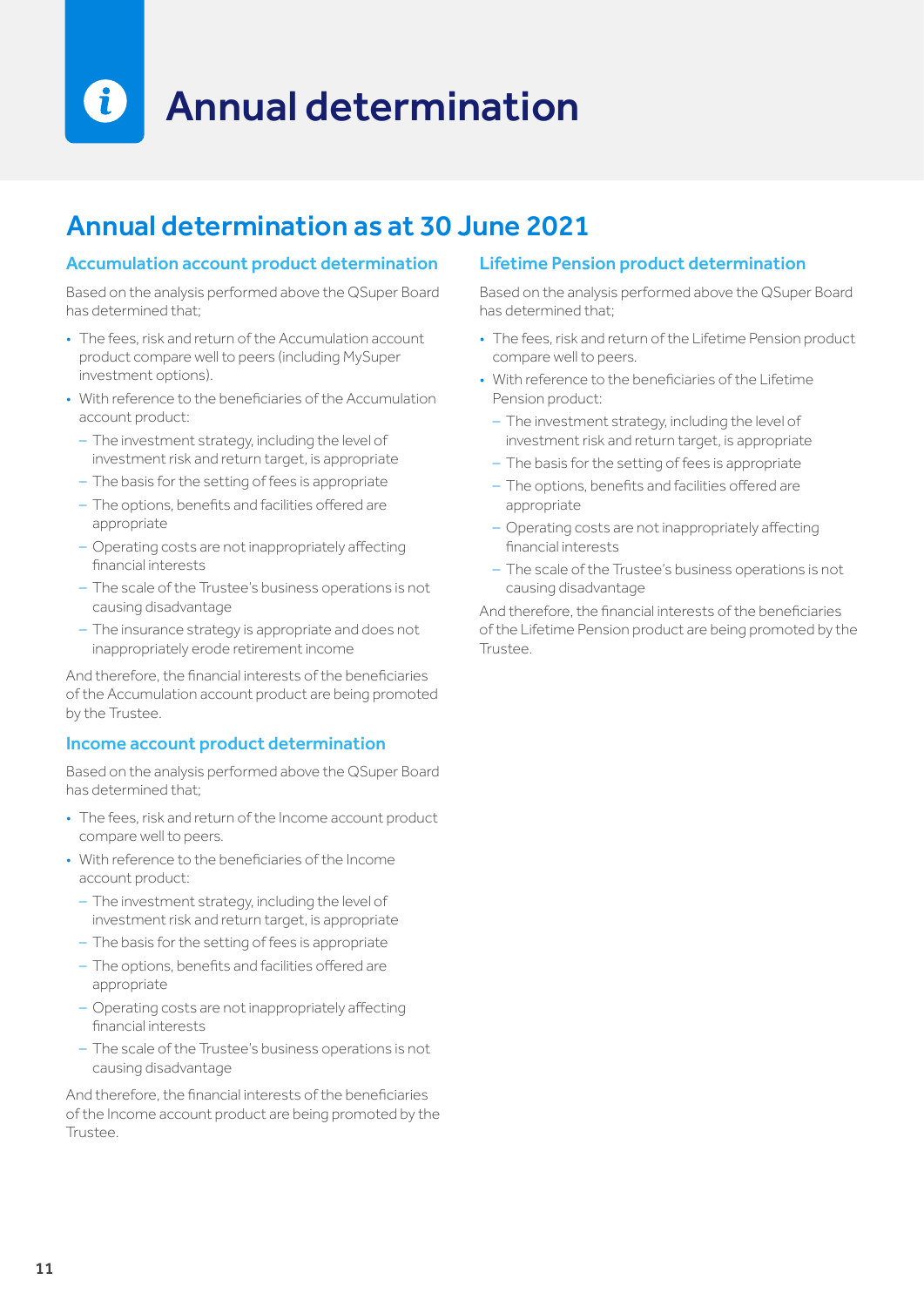# Annual determination

## Annual determination as at 30 June 2021

### Accumulation account product determination

Based on the analysis performed above the QSuper Board has determined that;

- The fees, risk and return of the Accumulation account product compare well to peers (including MySuper investment options).
- With reference to the beneficiaries of the Accumulation account product:
  - The investment strategy, including the level of investment risk and return target, is appropriate
  - The basis for the setting of fees is appropriate
  - The options, benefits and facilities offered are appropriate
  - Operating costs are not inappropriately affecting financial interests
  - The scale of the Trustee's business operations is not causing disadvantage
  - The insurance strategy is appropriate and does not inappropriately erode retirement income

And therefore, the financial interests of the beneficiaries of the Accumulation account product are being promoted by the Trustee.

### Income account product determination

Based on the analysis performed above the QSuper Board has determined that;

- The fees, risk and return of the Income account product compare well to peers.
- With reference to the beneficiaries of the Income account product:
  - The investment strategy, including the level of investment risk and return target, is appropriate
  - The basis for the setting of fees is appropriate
  - The options, benefits and facilities offered are appropriate
  - Operating costs are not inappropriately affecting financial interests
  - The scale of the Trustee's business operations is not causing disadvantage

And therefore, the financial interests of the beneficiaries of the Income account product are being promoted by the Trustee.

### Lifetime Pension product determination

Based on the analysis performed above the QSuper Board has determined that;

- The fees, risk and return of the Lifetime Pension product compare well to peers.
- With reference to the beneficiaries of the Lifetime Pension product:
  - The investment strategy, including the level of investment risk and return target, is appropriate
  - The basis for the setting of fees is appropriate
  - The options, benefits and facilities offered are appropriate
  - Operating costs are not inappropriately affecting financial interests
  - The scale of the Trustee's business operations is not causing disadvantage

And therefore, the financial interests of the beneficiaries of the Lifetime Pension product are being promoted by the Trustee.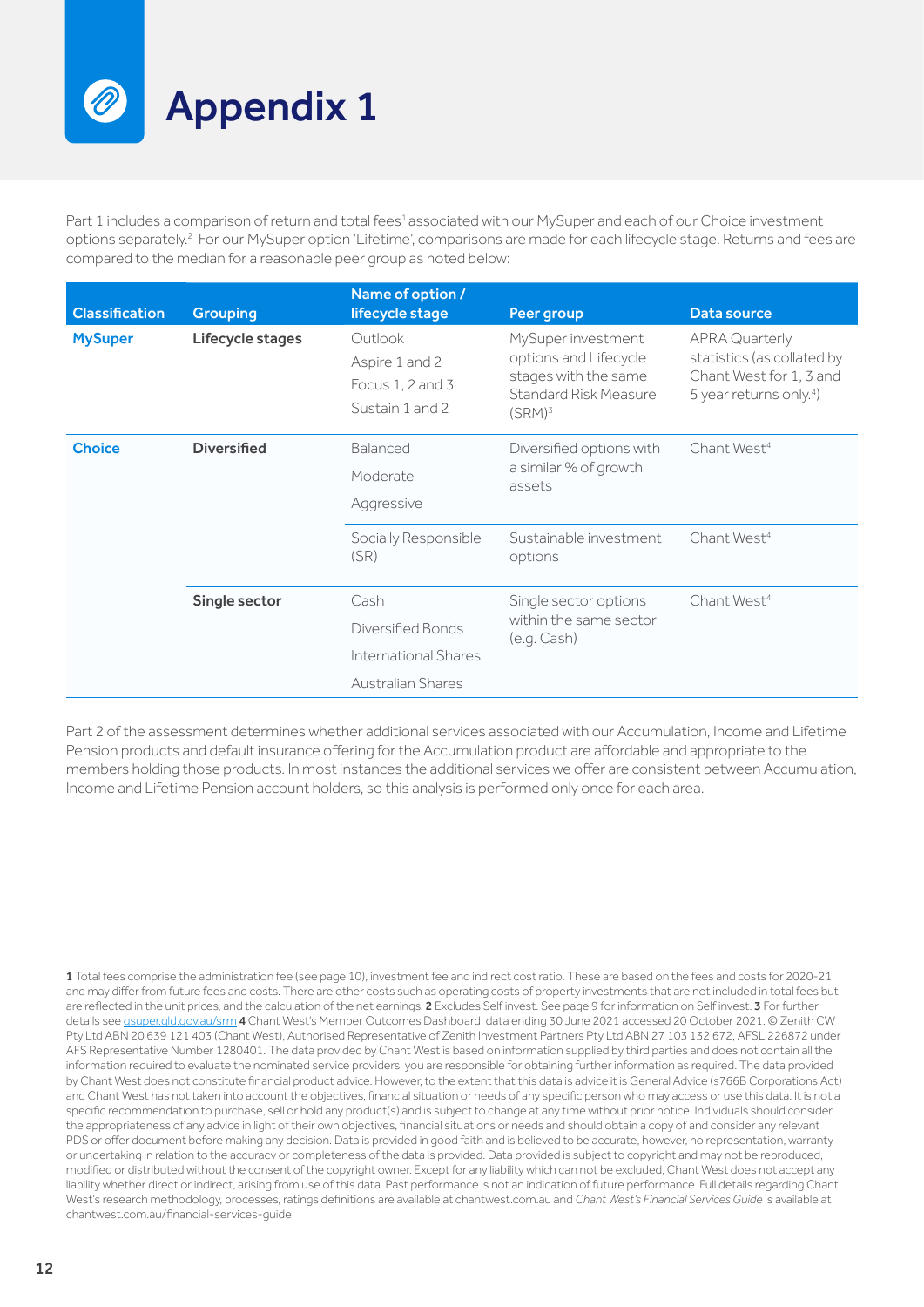# Appendix 1

Part 1 includes a comparison of return and total fees[1] associated with our MySuper and each of our Choice investment options separately.[2] For our MySuper option 'Lifetime', comparisons are made for each lifecycle stage. Returns and fees are compared to the median for a reasonable peer group as noted below:

| Classification | Grouping | Name of option / lifecycle stage | Peer group | Data source |
|---|---|---|---|---|
| **MySuper** | **Lifecycle stages** | Outlook<br>Aspire 1 and 2<br>Focus 1, 2 and 3<br>Sustain 1 and 2 | MySuper investment options and Lifecycle stages with the same Standard Risk Measure (SRM)[3] | APRA Quarterly statistics (as collated by Chant West for 1, 3 and 5 year returns only.[4]) |
| **Choice** | **Diversified** | Balanced<br>Moderate<br>Aggressive | Diversified options with a similar % of growth assets | Chant West[4] |
| | | Socially Responsible (SR) | Sustainable investment options | Chant West[4] |
| | **Single sector** | Cash<br>Diversified Bonds<br>International Shares<br>Australian Shares | Single sector options within the same sector (e.g. Cash) | Chant West[4] |

Part 2 of the assessment determines whether additional services associated with our Accumulation, Income and Lifetime Pension products and default insurance offering for the Accumulation product are affordable and appropriate to the members holding those products. In most instances the additional services we offer are consistent between Accumulation, Income and Lifetime Pension account holders, so this analysis is performed only once for each area.

**1** Total fees comprise the administration fee (see page 10), investment fee and indirect cost ratio. These are based on the fees and costs for 2020-21 and may differ from future fees and costs. There are other costs such as operating costs of property investments that are not included in total fees but are reflected in the unit prices, and the calculation of the net earnings. **2** Excludes Self invest. See page 9 for information on Self invest. **3** For further details see qsuper.qld.gov.au/srm **4** Chant West's Member Outcomes Dashboard, data ending 30 June 2021 accessed 20 October 2021. © Zenith CW Pty Ltd ABN 20 639 121 403 (Chant West), Authorised Representative of Zenith Investment Partners Pty Ltd ABN 27 103 132 672, AFSL 226872 under AFS Representative Number 1280401. The data provided by Chant West is based on information supplied by third parties and does not contain all the information required to evaluate the nominated service providers, you are responsible for obtaining further information as required. The data provided by Chant West does not constitute financial product advice. However, to the extent that this data is advice it is General Advice (s766B Corporations Act) and Chant West has not taken into account the objectives, financial situation or needs of any specific person who may access or use this data. It is not a specific recommendation to purchase, sell or hold any product(s) and is subject to change at any time without prior notice. Individuals should consider the appropriateness of any advice in light of their own objectives, financial situations or needs and should obtain a copy of and consider any relevant PDS or offer document before making any decision. Data is provided in good faith and is believed to be accurate, however, no representation, warranty or undertaking in relation to the accuracy or completeness of the data is provided. Data provided is subject to copyright and may not be reproduced, modified or distributed without the consent of the copyright owner. Except for any liability which can not be excluded, Chant West does not accept any liability whether direct or indirect, arising from use of this data. Past performance is not an indication of future performance. Full details regarding Chant West's research methodology, processes, ratings definitions are available at chantwest.com.au and *Chant West's Financial Services Guide* is available at chantwest.com.au/financial-services-guide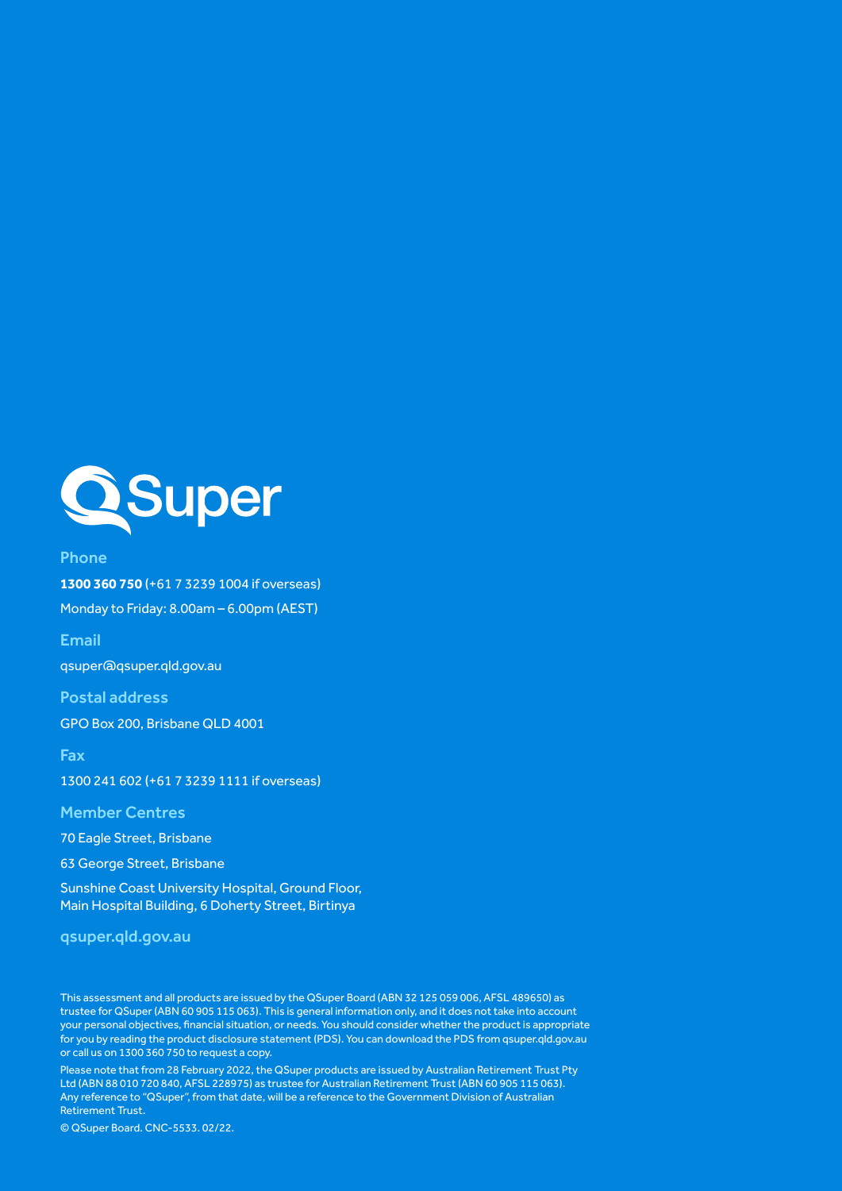QSuper

### Phone

**1300 360 750** (+61 7 3239 1004 if overseas)

Monday to Friday: 8.00am – 6.00pm (AEST)

### Email

qsuper@qsuper.qld.gov.au

### Postal address

GPO Box 200, Brisbane QLD 4001

### Fax

1300 241 602 (+61 7 3239 1111 if overseas)

### Member Centres

70 Eagle Street, Brisbane

63 George Street, Brisbane

Sunshine Coast University Hospital, Ground Floor, Main Hospital Building, 6 Doherty Street, Birtinya

### qsuper.qld.gov.au

This assessment and all products are issued by the QSuper Board (ABN 32 125 059 006, AFSL 489650) as trustee for QSuper (ABN 60 905 115 063). This is general information only, and it does not take into account your personal objectives, financial situation, or needs. You should consider whether the product is appropriate for you by reading the product disclosure statement (PDS). You can download the PDS from qsuper.qld.gov.au or call us on 1300 360 750 to request a copy.

Please note that from 28 February 2022, the QSuper products are issued by Australian Retirement Trust Pty Ltd (ABN 88 010 720 840, AFSL 228975) as trustee for Australian Retirement Trust (ABN 60 905 115 063). Any reference to "QSuper", from that date, will be a reference to the Government Division of Australian Retirement Trust.

© QSuper Board. CNC-5533. 02/22.